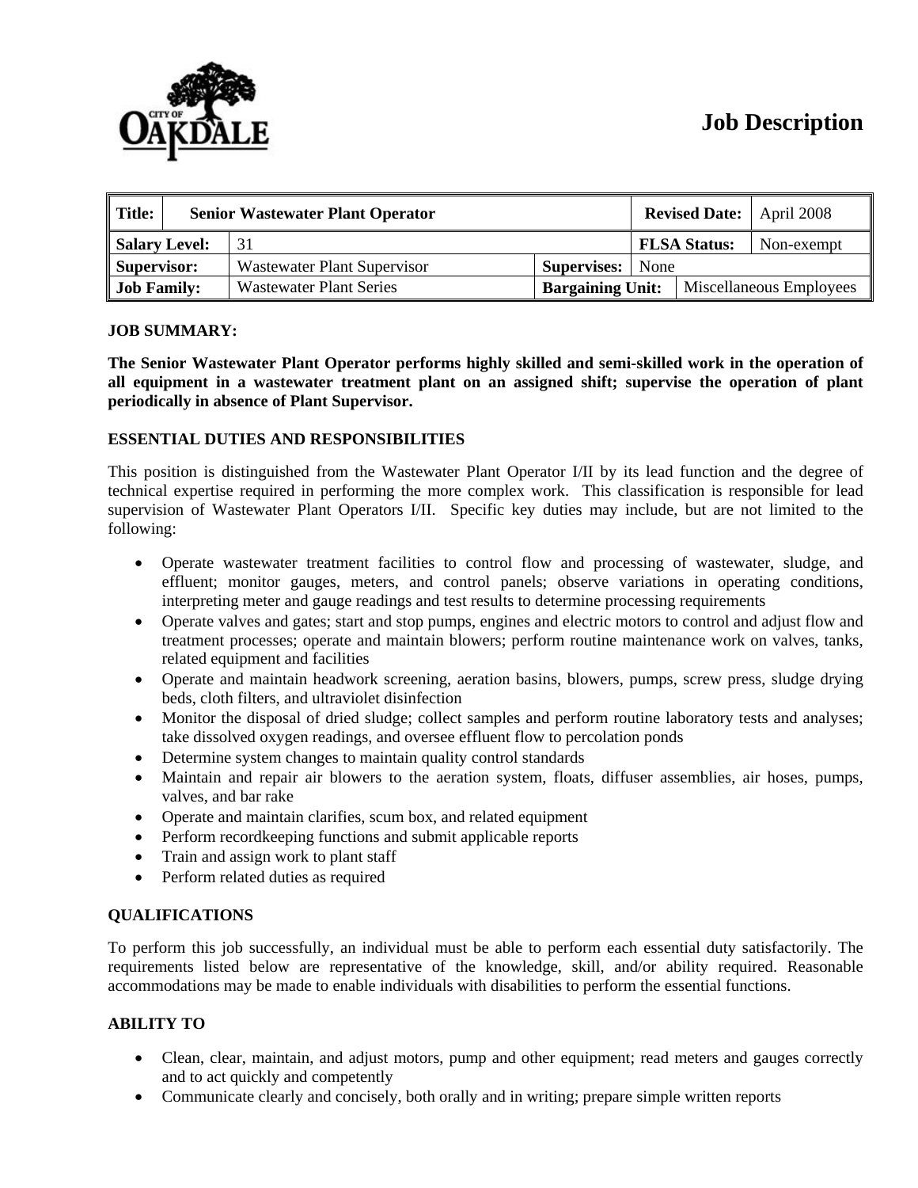# Job Description

| Title: | Senior Wastewater Plant Operator | | | Revised Date: | April 2008 |
|---|---|---|---|---|---|
| Salary Level: | 31 | | | FLSA Status: | Non-exempt |
| Supervisor: | Wastewater Plant Supervisor | Supervises: | None | | |
| Job Family: | Wastewater Plant Series | Bargaining Unit: | | Miscellaneous Employees | |

**JOB SUMMARY:**

**The Senior Wastewater Plant Operator performs highly skilled and semi-skilled work in the operation of all equipment in a wastewater treatment plant on an assigned shift; supervise the operation of plant periodically in absence of Plant Supervisor.**

**ESSENTIAL DUTIES AND RESPONSIBILITIES**

This position is distinguished from the Wastewater Plant Operator I/II by its lead function and the degree of technical expertise required in performing the more complex work. This classification is responsible for lead supervision of Wastewater Plant Operators I/II. Specific key duties may include, but are not limited to the following:

- Operate wastewater treatment facilities to control flow and processing of wastewater, sludge, and effluent; monitor gauges, meters, and control panels; observe variations in operating conditions, interpreting meter and gauge readings and test results to determine processing requirements
- Operate valves and gates; start and stop pumps, engines and electric motors to control and adjust flow and treatment processes; operate and maintain blowers; perform routine maintenance work on valves, tanks, related equipment and facilities
- Operate and maintain headwork screening, aeration basins, blowers, pumps, screw press, sludge drying beds, cloth filters, and ultraviolet disinfection
- Monitor the disposal of dried sludge; collect samples and perform routine laboratory tests and analyses; take dissolved oxygen readings, and oversee effluent flow to percolation ponds
- Determine system changes to maintain quality control standards
- Maintain and repair air blowers to the aeration system, floats, diffuser assemblies, air hoses, pumps, valves, and bar rake
- Operate and maintain clarifies, scum box, and related equipment
- Perform recordkeeping functions and submit applicable reports
- Train and assign work to plant staff
- Perform related duties as required

**QUALIFICATIONS**

To perform this job successfully, an individual must be able to perform each essential duty satisfactorily. The requirements listed below are representative of the knowledge, skill, and/or ability required. Reasonable accommodations may be made to enable individuals with disabilities to perform the essential functions.

**ABILITY TO**

- Clean, clear, maintain, and adjust motors, pump and other equipment; read meters and gauges correctly and to act quickly and competently
- Communicate clearly and concisely, both orally and in writing; prepare simple written reports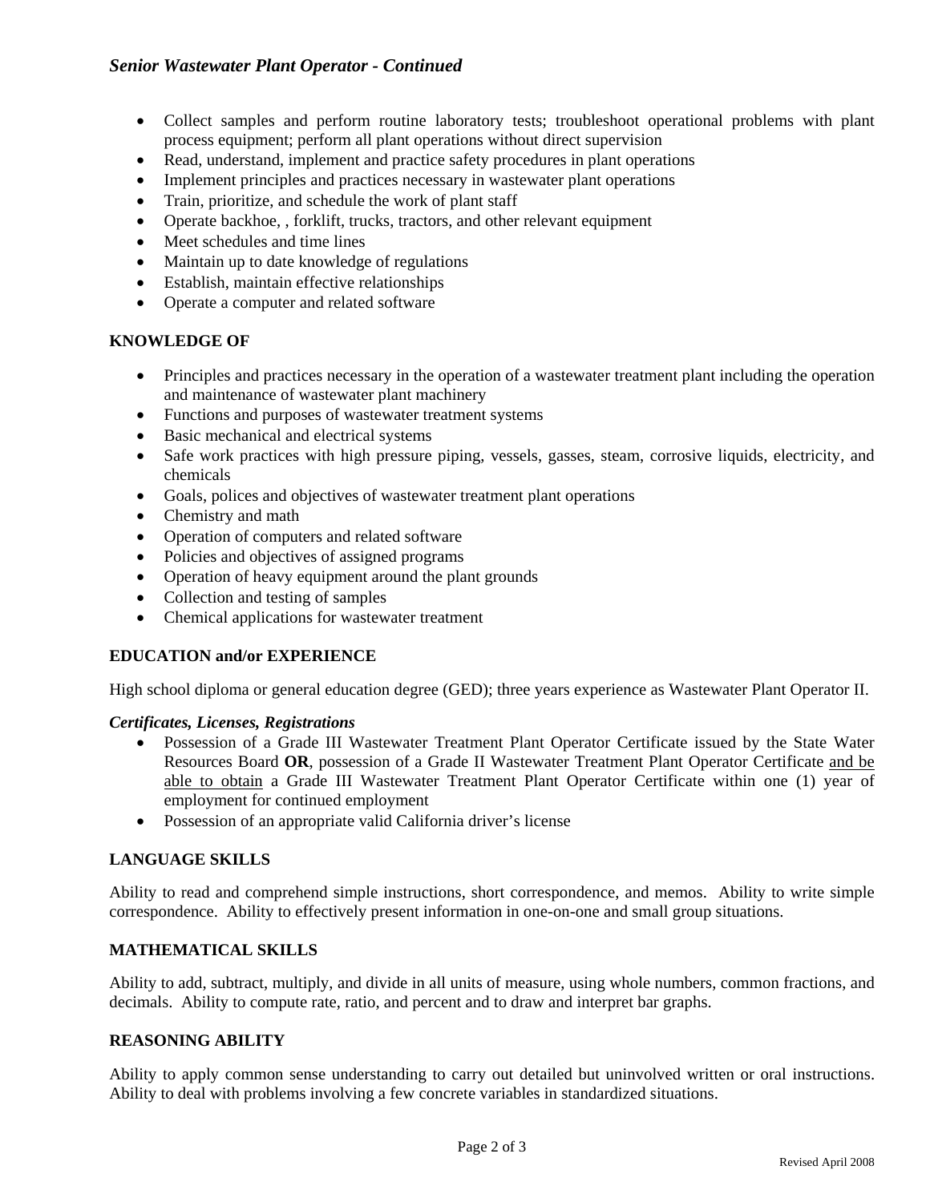- Collect samples and perform routine laboratory tests; troubleshoot operational problems with plant process equipment; perform all plant operations without direct supervision
- Read, understand, implement and practice safety procedures in plant operations
- Implement principles and practices necessary in wastewater plant operations
- Train, prioritize, and schedule the work of plant staff
- Operate backhoe, , forklift, trucks, tractors, and other relevant equipment
- Meet schedules and time lines
- Maintain up to date knowledge of regulations
- Establish, maintain effective relationships
- Operate a computer and related software

## KNOWLEDGE OF

- Principles and practices necessary in the operation of a wastewater treatment plant including the operation and maintenance of wastewater plant machinery
- Functions and purposes of wastewater treatment systems
- Basic mechanical and electrical systems
- Safe work practices with high pressure piping, vessels, gasses, steam, corrosive liquids, electricity, and chemicals
- Goals, polices and objectives of wastewater treatment plant operations
- Chemistry and math
- Operation of computers and related software
- Policies and objectives of assigned programs
- Operation of heavy equipment around the plant grounds
- Collection and testing of samples
- Chemical applications for wastewater treatment

## EDUCATION and/or EXPERIENCE

High school diploma or general education degree (GED); three years experience as Wastewater Plant Operator II.

### *Certificates, Licenses, Registrations*

- Possession of a Grade III Wastewater Treatment Plant Operator Certificate issued by the State Water Resources Board **OR**, possession of a Grade II Wastewater Treatment Plant Operator Certificate <u>and be able to obtain</u> a Grade III Wastewater Treatment Plant Operator Certificate within one (1) year of employment for continued employment
- Possession of an appropriate valid California driver's license

## LANGUAGE SKILLS

Ability to read and comprehend simple instructions, short correspondence, and memos. Ability to write simple correspondence. Ability to effectively present information in one-on-one and small group situations.

## MATHEMATICAL SKILLS

Ability to add, subtract, multiply, and divide in all units of measure, using whole numbers, common fractions, and decimals. Ability to compute rate, ratio, and percent and to draw and interpret bar graphs.

## REASONING ABILITY

Ability to apply common sense understanding to carry out detailed but uninvolved written or oral instructions. Ability to deal with problems involving a few concrete variables in standardized situations.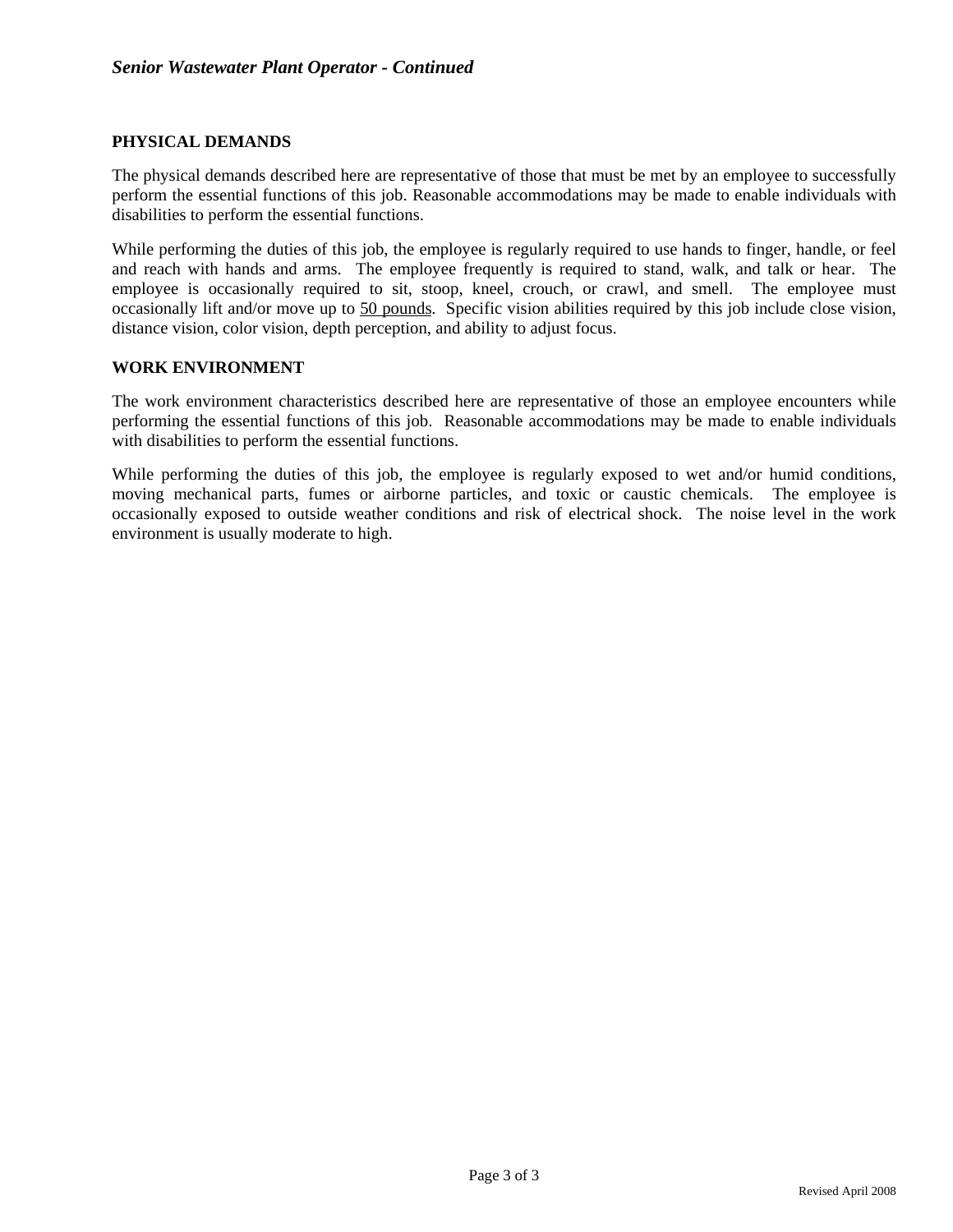## PHYSICAL DEMANDS

The physical demands described here are representative of those that must be met by an employee to successfully perform the essential functions of this job. Reasonable accommodations may be made to enable individuals with disabilities to perform the essential functions.

While performing the duties of this job, the employee is regularly required to use hands to finger, handle, or feel and reach with hands and arms. The employee frequently is required to stand, walk, and talk or hear. The employee is occasionally required to sit, stoop, kneel, crouch, or crawl, and smell. The employee must occasionally lift and/or move up to 50 pounds. Specific vision abilities required by this job include close vision, distance vision, color vision, depth perception, and ability to adjust focus.

## WORK ENVIRONMENT

The work environment characteristics described here are representative of those an employee encounters while performing the essential functions of this job. Reasonable accommodations may be made to enable individuals with disabilities to perform the essential functions.

While performing the duties of this job, the employee is regularly exposed to wet and/or humid conditions, moving mechanical parts, fumes or airborne particles, and toxic or caustic chemicals. The employee is occasionally exposed to outside weather conditions and risk of electrical shock. The noise level in the work environment is usually moderate to high.

Revised April 2008